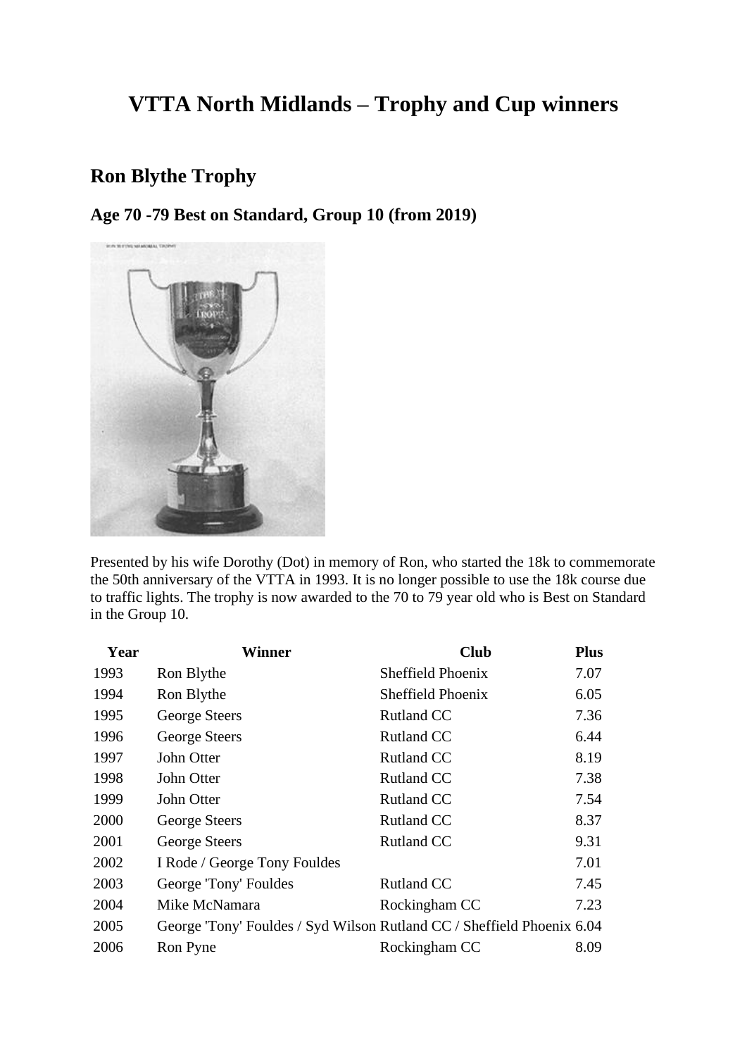# VTTA North Midlands – Trophy and Cup winners

## Ron Blythe Trophy

### Age 70 -79 Best on Standard, Group 10 (from 2019)

Presented by his wife Dorothy (Dot) in memory of Ron, who started the 18k to commemorate the 50th anniversary of the VTTA in 1993. It is no longer possible to use the 18k course due to traffic lights. The trophy is now awarded to the 70 to 79 year old who is Best on Standard in the Group 10.

| Year | Winner | Club | Plus |
|---|---|---|---|
| 1993 | Ron Blythe | Sheffield Phoenix | 7.07 |
| 1994 | Ron Blythe | Sheffield Phoenix | 6.05 |
| 1995 | George Steers | Rutland CC | 7.36 |
| 1996 | George Steers | Rutland CC | 6.44 |
| 1997 | John Otter | Rutland CC | 8.19 |
| 1998 | John Otter | Rutland CC | 7.38 |
| 1999 | John Otter | Rutland CC | 7.54 |
| 2000 | George Steers | Rutland CC | 8.37 |
| 2001 | George Steers | Rutland CC | 9.31 |
| 2002 | I Rode / George Tony Fouldes | | 7.01 |
| 2003 | George 'Tony' Fouldes | Rutland CC | 7.45 |
| 2004 | Mike McNamara | Rockingham CC | 7.23 |
| 2005 | George 'Tony' Fouldes / Syd Wilson | Rutland CC / Sheffield Phoenix | 6.04 |
| 2006 | Ron Pyne | Rockingham CC | 8.09 |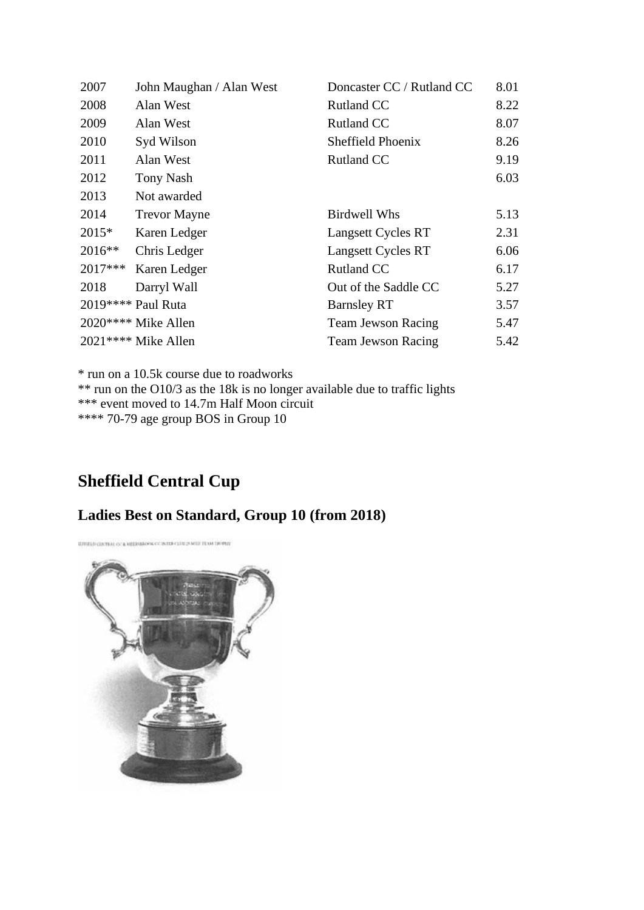| | | | |
|---|---|---|---|
| 2007 | John Maughan / Alan West | Doncaster CC / Rutland CC | 8.01 |
| 2008 | Alan West | Rutland CC | 8.22 |
| 2009 | Alan West | Rutland CC | 8.07 |
| 2010 | Syd Wilson | Sheffield Phoenix | 8.26 |
| 2011 | Alan West | Rutland CC | 9.19 |
| 2012 | Tony Nash | | 6.03 |
| 2013 | Not awarded | | |
| 2014 | Trevor Mayne | Birdwell Whs | 5.13 |
| 2015* | Karen Ledger | Langsett Cycles RT | 2.31 |
| 2016** | Chris Ledger | Langsett Cycles RT | 6.06 |
| 2017*** | Karen Ledger | Rutland CC | 6.17 |
| 2018 | Darryl Wall | Out of the Saddle CC | 5.27 |
| 2019**** | Paul Ruta | Barnsley RT | 3.57 |
| 2020**** | Mike Allen | Team Jewson Racing | 5.47 |
| 2021**** | Mike Allen | Team Jewson Racing | 5.42 |

* run on a 10.5k course due to roadworks
** run on the O10/3 as the 18k is no longer available due to traffic lights
*** event moved to 14.7m Half Moon circuit
**** 70-79 age group BOS in Group 10

## Sheffield Central Cup

### Ladies Best on Standard, Group 10 (from 2018)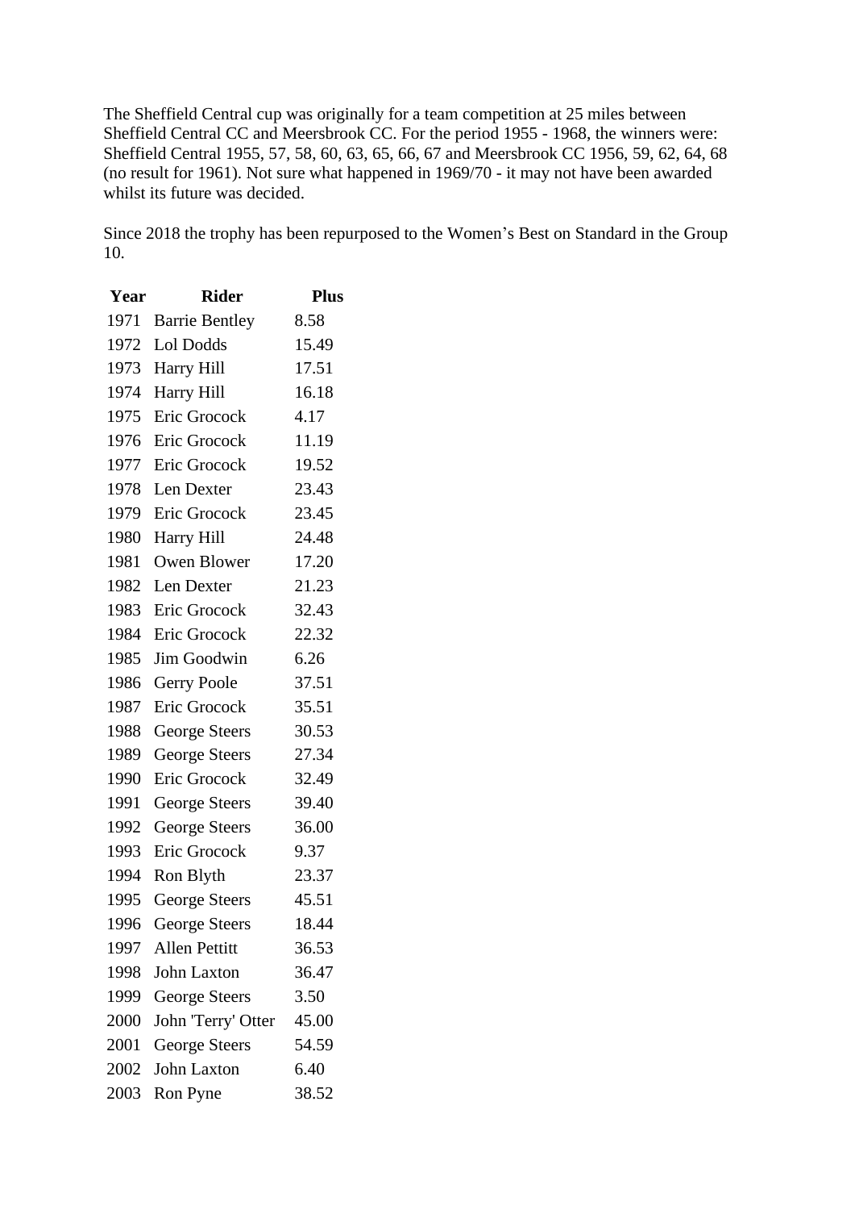The Sheffield Central cup was originally for a team competition at 25 miles between Sheffield Central CC and Meersbrook CC. For the period 1955 - 1968, the winners were: Sheffield Central 1955, 57, 58, 60, 63, 65, 66, 67 and Meersbrook CC 1956, 59, 62, 64, 68 (no result for 1961). Not sure what happened in 1969/70 - it may not have been awarded whilst its future was decided.

Since 2018 the trophy has been repurposed to the Women's Best on Standard in the Group 10.

| Year | Rider | Plus |
|---|---|---|
| 1971 | Barrie Bentley | 8.58 |
| 1972 | Lol Dodds | 15.49 |
| 1973 | Harry Hill | 17.51 |
| 1974 | Harry Hill | 16.18 |
| 1975 | Eric Grocock | 4.17 |
| 1976 | Eric Grocock | 11.19 |
| 1977 | Eric Grocock | 19.52 |
| 1978 | Len Dexter | 23.43 |
| 1979 | Eric Grocock | 23.45 |
| 1980 | Harry Hill | 24.48 |
| 1981 | Owen Blower | 17.20 |
| 1982 | Len Dexter | 21.23 |
| 1983 | Eric Grocock | 32.43 |
| 1984 | Eric Grocock | 22.32 |
| 1985 | Jim Goodwin | 6.26 |
| 1986 | Gerry Poole | 37.51 |
| 1987 | Eric Grocock | 35.51 |
| 1988 | George Steers | 30.53 |
| 1989 | George Steers | 27.34 |
| 1990 | Eric Grocock | 32.49 |
| 1991 | George Steers | 39.40 |
| 1992 | George Steers | 36.00 |
| 1993 | Eric Grocock | 9.37 |
| 1994 | Ron Blyth | 23.37 |
| 1995 | George Steers | 45.51 |
| 1996 | George Steers | 18.44 |
| 1997 | Allen Pettitt | 36.53 |
| 1998 | John Laxton | 36.47 |
| 1999 | George Steers | 3.50 |
| 2000 | John 'Terry' Otter | 45.00 |
| 2001 | George Steers | 54.59 |
| 2002 | John Laxton | 6.40 |
| 2003 | Ron Pyne | 38.52 |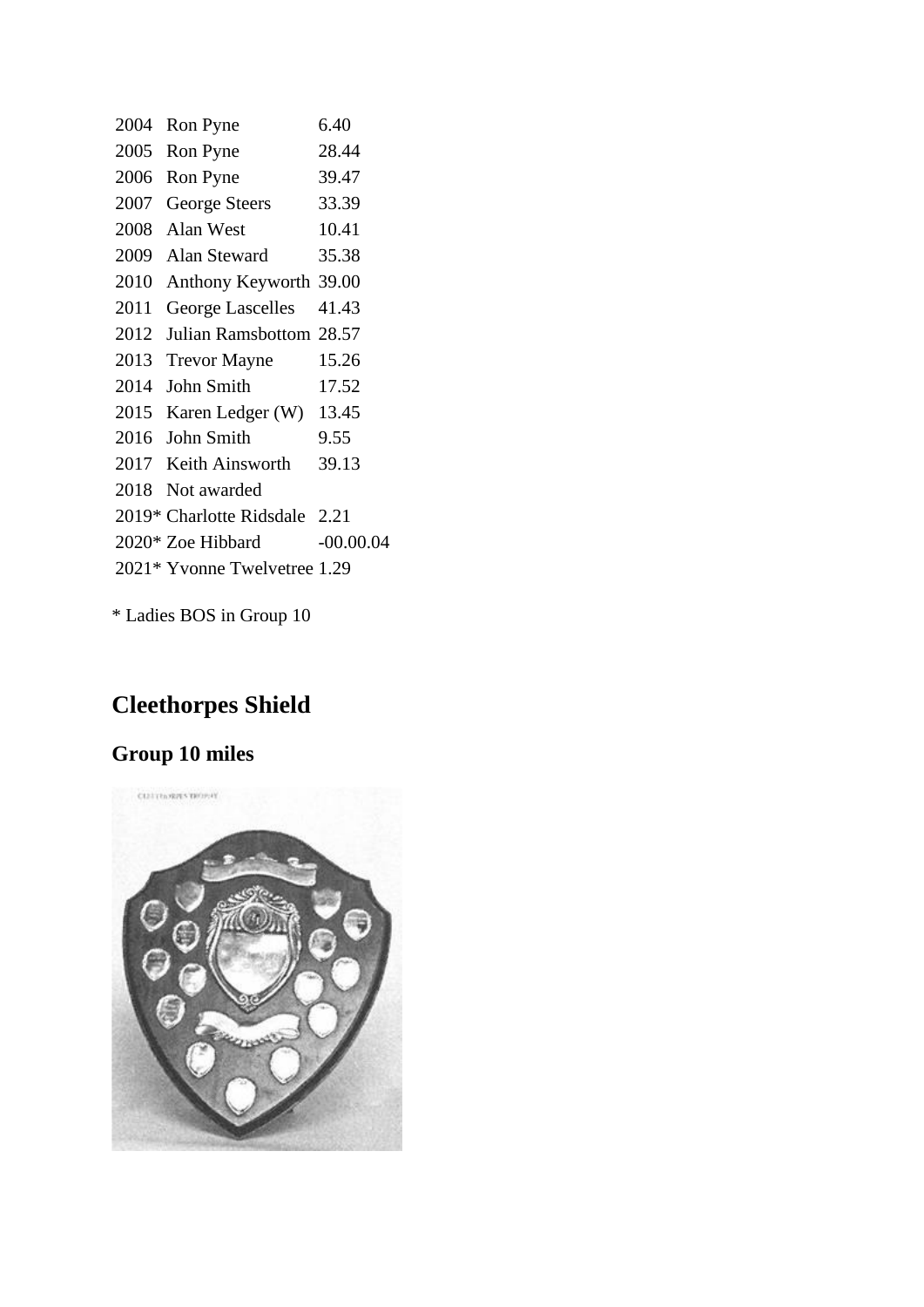| | | |
|---|---|---|
| 2004 | Ron Pyne | 6.40 |
| 2005 | Ron Pyne | 28.44 |
| 2006 | Ron Pyne | 39.47 |
| 2007 | George Steers | 33.39 |
| 2008 | Alan West | 10.41 |
| 2009 | Alan Steward | 35.38 |
| 2010 | Anthony Keyworth | 39.00 |
| 2011 | George Lascelles | 41.43 |
| 2012 | Julian Ramsbottom | 28.57 |
| 2013 | Trevor Mayne | 15.26 |
| 2014 | John Smith | 17.52 |
| 2015 | Karen Ledger (W) | 13.45 |
| 2016 | John Smith | 9.55 |
| 2017 | Keith Ainsworth | 39.13 |
| 2018 | Not awarded | |
| 2019* | Charlotte Ridsdale | 2.21 |
| 2020* | Zoe Hibbard | -00.00.04 |
| 2021* | Yvonne Twelvetree | 1.29 |

* Ladies BOS in Group 10

## Cleethorpes Shield

### Group 10 miles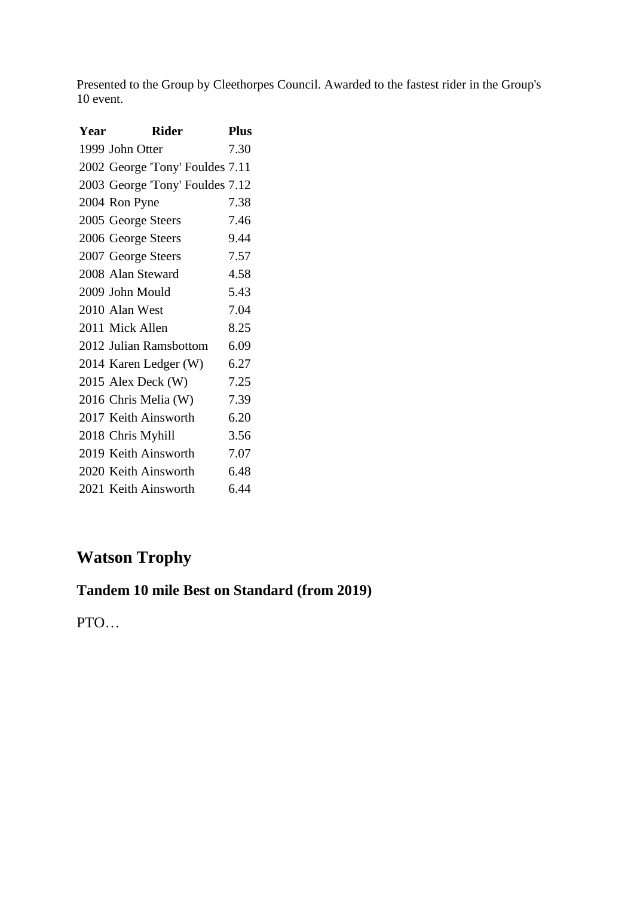Presented to the Group by Cleethorpes Council. Awarded to the fastest rider in the Group's 10 event.

| Year | Rider | Plus |
|---|---|---|
| 1999 | John Otter | 7.30 |
| 2002 | George 'Tony' Fouldes | 7.11 |
| 2003 | George 'Tony' Fouldes | 7.12 |
| 2004 | Ron Pyne | 7.38 |
| 2005 | George Steers | 7.46 |
| 2006 | George Steers | 9.44 |
| 2007 | George Steers | 7.57 |
| 2008 | Alan Steward | 4.58 |
| 2009 | John Mould | 5.43 |
| 2010 | Alan West | 7.04 |
| 2011 | Mick Allen | 8.25 |
| 2012 | Julian Ramsbottom | 6.09 |
| 2014 | Karen Ledger (W) | 6.27 |
| 2015 | Alex Deck (W) | 7.25 |
| 2016 | Chris Melia (W) | 7.39 |
| 2017 | Keith Ainsworth | 6.20 |
| 2018 | Chris Myhill | 3.56 |
| 2019 | Keith Ainsworth | 7.07 |
| 2020 | Keith Ainsworth | 6.48 |
| 2021 | Keith Ainsworth | 6.44 |

## Watson Trophy

### Tandem 10 mile Best on Standard (from 2019)

PTO…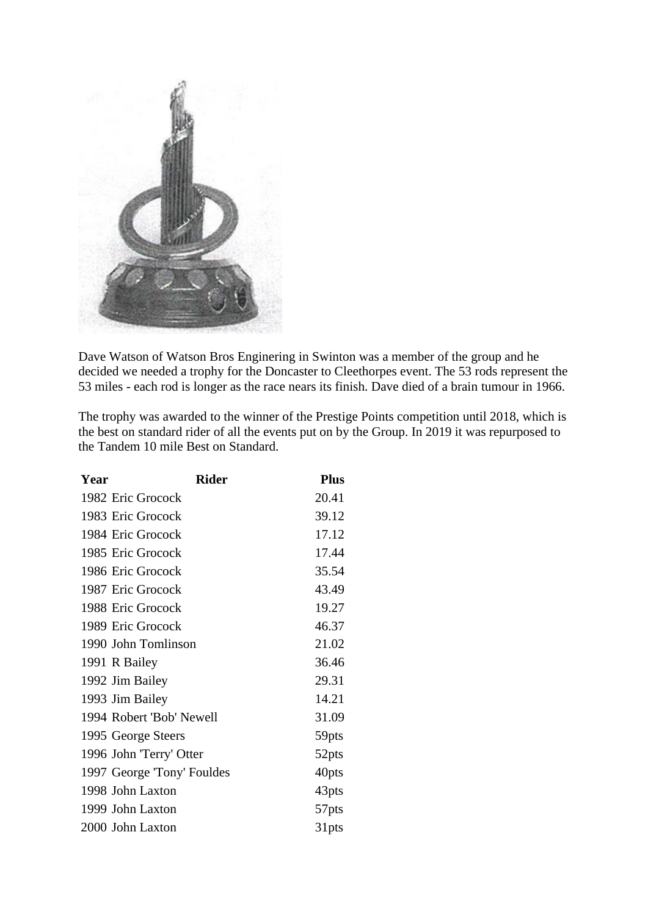Dave Watson of Watson Bros Enginering in Swinton was a member of the group and he decided we needed a trophy for the Doncaster to Cleethorpes event. The 53 rods represent the 53 miles - each rod is longer as the race nears its finish. Dave died of a brain tumour in 1966.

The trophy was awarded to the winner of the Prestige Points competition until 2018, which is the best on standard rider of all the events put on by the Group. In 2019 it was repurposed to the Tandem 10 mile Best on Standard.

| Year | Rider | Plus |
|---|---|---|
| 1982 | Eric Grocock | 20.41 |
| 1983 | Eric Grocock | 39.12 |
| 1984 | Eric Grocock | 17.12 |
| 1985 | Eric Grocock | 17.44 |
| 1986 | Eric Grocock | 35.54 |
| 1987 | Eric Grocock | 43.49 |
| 1988 | Eric Grocock | 19.27 |
| 1989 | Eric Grocock | 46.37 |
| 1990 | John Tomlinson | 21.02 |
| 1991 | R Bailey | 36.46 |
| 1992 | Jim Bailey | 29.31 |
| 1993 | Jim Bailey | 14.21 |
| 1994 | Robert 'Bob' Newell | 31.09 |
| 1995 | George Steers | 59pts |
| 1996 | John 'Terry' Otter | 52pts |
| 1997 | George 'Tony' Fouldes | 40pts |
| 1998 | John Laxton | 43pts |
| 1999 | John Laxton | 57pts |
| 2000 | John Laxton | 31pts |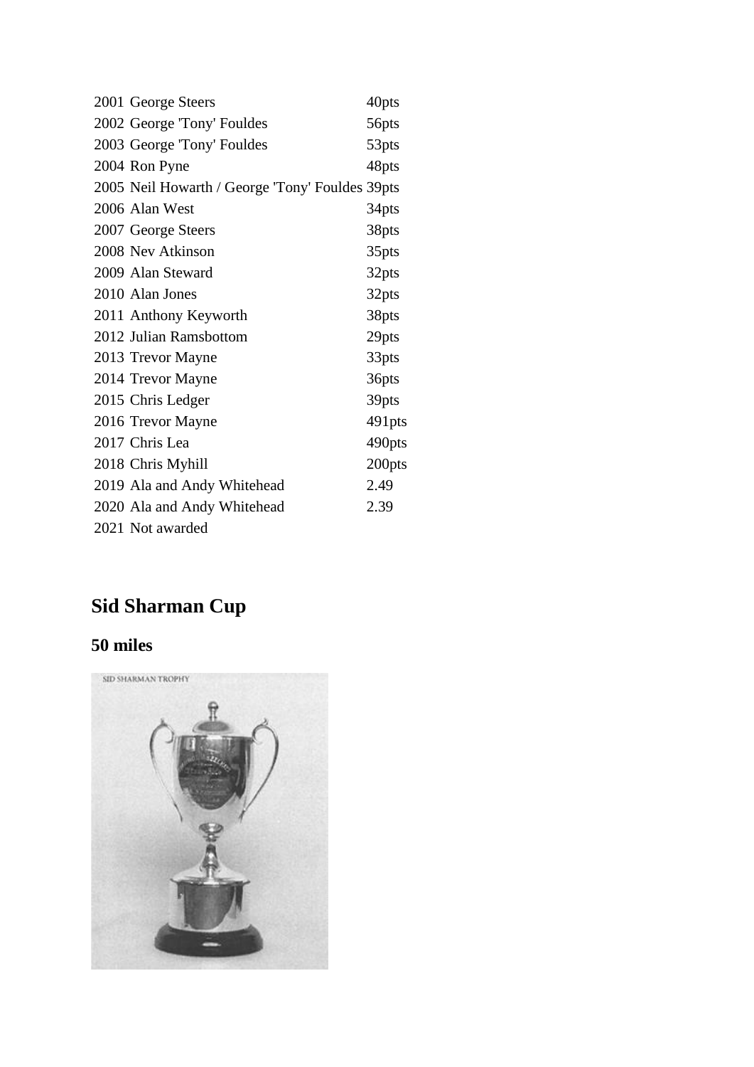| | | |
|---|---|---|
| 2001 | George Steers | 40pts |
| 2002 | George 'Tony' Fouldes | 56pts |
| 2003 | George 'Tony' Fouldes | 53pts |
| 2004 | Ron Pyne | 48pts |
| 2005 | Neil Howarth / George 'Tony' Fouldes | 39pts |
| 2006 | Alan West | 34pts |
| 2007 | George Steers | 38pts |
| 2008 | Nev Atkinson | 35pts |
| 2009 | Alan Steward | 32pts |
| 2010 | Alan Jones | 32pts |
| 2011 | Anthony Keyworth | 38pts |
| 2012 | Julian Ramsbottom | 29pts |
| 2013 | Trevor Mayne | 33pts |
| 2014 | Trevor Mayne | 36pts |
| 2015 | Chris Ledger | 39pts |
| 2016 | Trevor Mayne | 491pts |
| 2017 | Chris Lea | 490pts |
| 2018 | Chris Myhill | 200pts |
| 2019 | Ala and Andy Whitehead | 2.49 |
| 2020 | Ala and Andy Whitehead | 2.39 |
| 2021 | Not awarded | |

## Sid Sharman Cup

### 50 miles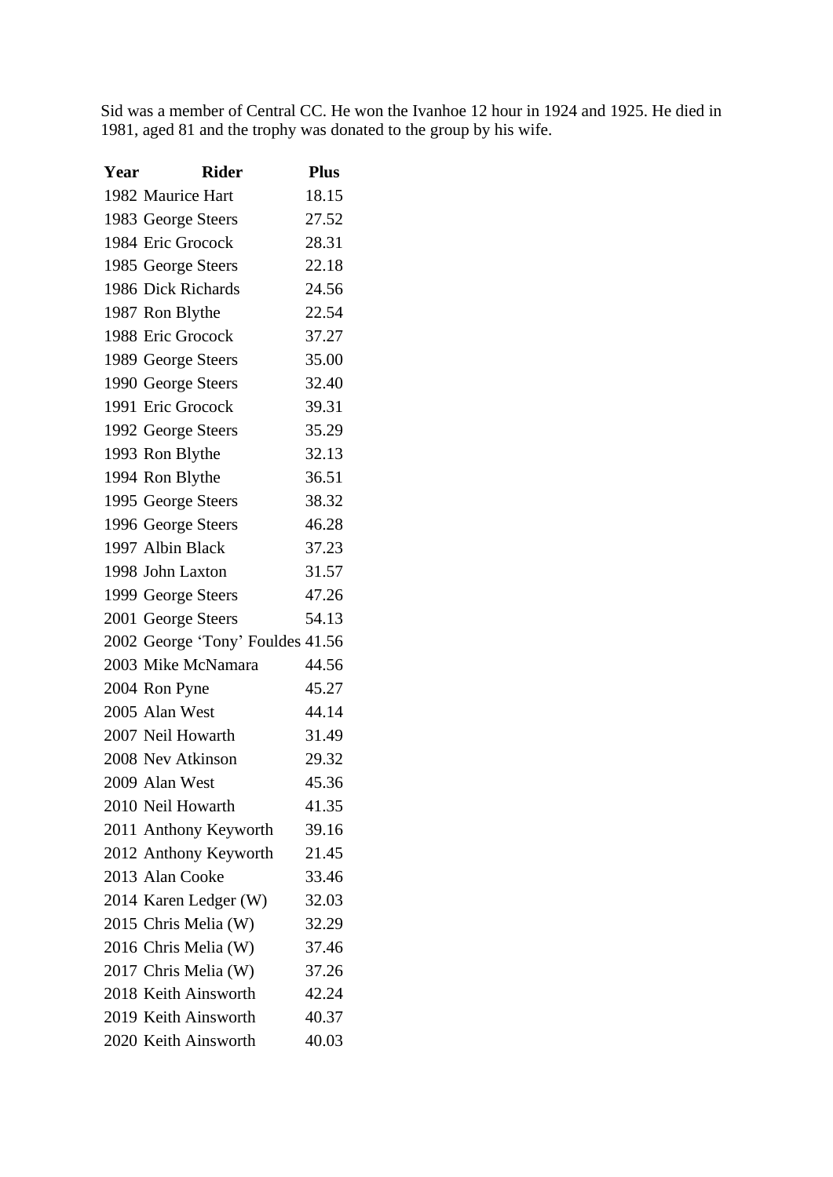Sid was a member of Central CC. He won the Ivanhoe 12 hour in 1924 and 1925. He died in 1981, aged 81 and the trophy was donated to the group by his wife.

| Year | Rider | Plus |
|---|---|---|
| 1982 | Maurice Hart | 18.15 |
| 1983 | George Steers | 27.52 |
| 1984 | Eric Grocock | 28.31 |
| 1985 | George Steers | 22.18 |
| 1986 | Dick Richards | 24.56 |
| 1987 | Ron Blythe | 22.54 |
| 1988 | Eric Grocock | 37.27 |
| 1989 | George Steers | 35.00 |
| 1990 | George Steers | 32.40 |
| 1991 | Eric Grocock | 39.31 |
| 1992 | George Steers | 35.29 |
| 1993 | Ron Blythe | 32.13 |
| 1994 | Ron Blythe | 36.51 |
| 1995 | George Steers | 38.32 |
| 1996 | George Steers | 46.28 |
| 1997 | Albin Black | 37.23 |
| 1998 | John Laxton | 31.57 |
| 1999 | George Steers | 47.26 |
| 2001 | George Steers | 54.13 |
| 2002 | George 'Tony' Fouldes | 41.56 |
| 2003 | Mike McNamara | 44.56 |
| 2004 | Ron Pyne | 45.27 |
| 2005 | Alan West | 44.14 |
| 2007 | Neil Howarth | 31.49 |
| 2008 | Nev Atkinson | 29.32 |
| 2009 | Alan West | 45.36 |
| 2010 | Neil Howarth | 41.35 |
| 2011 | Anthony Keyworth | 39.16 |
| 2012 | Anthony Keyworth | 21.45 |
| 2013 | Alan Cooke | 33.46 |
| 2014 | Karen Ledger (W) | 32.03 |
| 2015 | Chris Melia (W) | 32.29 |
| 2016 | Chris Melia (W) | 37.46 |
| 2017 | Chris Melia (W) | 37.26 |
| 2018 | Keith Ainsworth | 42.24 |
| 2019 | Keith Ainsworth | 40.37 |
| 2020 | Keith Ainsworth | 40.03 |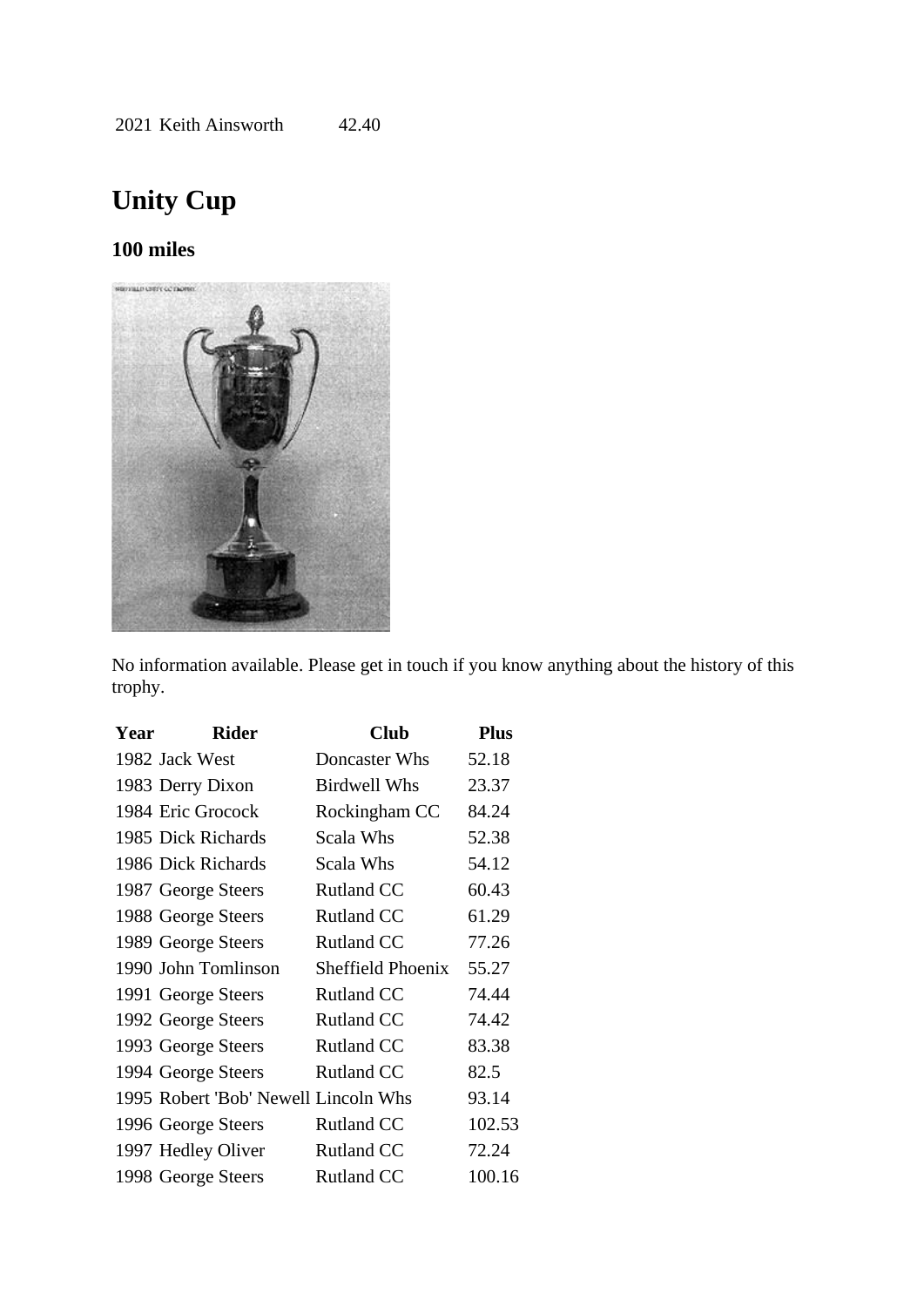| 2021 | Keith Ainsworth | 42.40 |
|---|---|---|

## Unity Cup

### 100 miles

No information available. Please get in touch if you know anything about the history of this trophy.

| Year | Rider | Club | Plus |
|---|---|---|---|
| 1982 | Jack West | Doncaster Whs | 52.18 |
| 1983 | Derry Dixon | Birdwell Whs | 23.37 |
| 1984 | Eric Grocock | Rockingham CC | 84.24 |
| 1985 | Dick Richards | Scala Whs | 52.38 |
| 1986 | Dick Richards | Scala Whs | 54.12 |
| 1987 | George Steers | Rutland CC | 60.43 |
| 1988 | George Steers | Rutland CC | 61.29 |
| 1989 | George Steers | Rutland CC | 77.26 |
| 1990 | John Tomlinson | Sheffield Phoenix | 55.27 |
| 1991 | George Steers | Rutland CC | 74.44 |
| 1992 | George Steers | Rutland CC | 74.42 |
| 1993 | George Steers | Rutland CC | 83.38 |
| 1994 | George Steers | Rutland CC | 82.5 |
| 1995 | Robert 'Bob' Newell | Lincoln Whs | 93.14 |
| 1996 | George Steers | Rutland CC | 102.53 |
| 1997 | Hedley Oliver | Rutland CC | 72.24 |
| 1998 | George Steers | Rutland CC | 100.16 |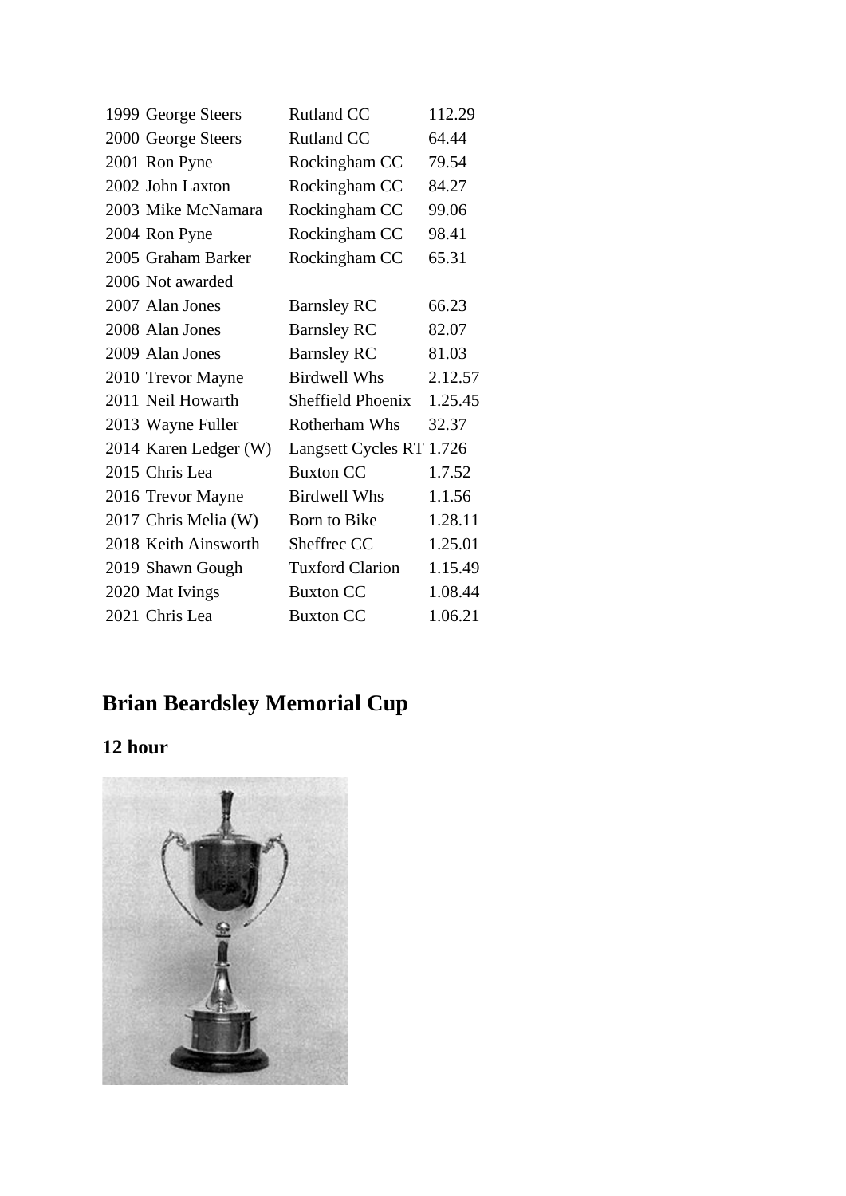| | | |
|---|---|---|
| 1999 George Steers | Rutland CC | 112.29 |
| 2000 George Steers | Rutland CC | 64.44 |
| 2001 Ron Pyne | Rockingham CC | 79.54 |
| 2002 John Laxton | Rockingham CC | 84.27 |
| 2003 Mike McNamara | Rockingham CC | 99.06 |
| 2004 Ron Pyne | Rockingham CC | 98.41 |
| 2005 Graham Barker | Rockingham CC | 65.31 |
| 2006 Not awarded | | |
| 2007 Alan Jones | Barnsley RC | 66.23 |
| 2008 Alan Jones | Barnsley RC | 82.07 |
| 2009 Alan Jones | Barnsley RC | 81.03 |
| 2010 Trevor Mayne | Birdwell Whs | 2.12.57 |
| 2011 Neil Howarth | Sheffield Phoenix | 1.25.45 |
| 2013 Wayne Fuller | Rotherham Whs | 32.37 |
| 2014 Karen Ledger (W) | Langsett Cycles RT | 1.726 |
| 2015 Chris Lea | Buxton CC | 1.7.52 |
| 2016 Trevor Mayne | Birdwell Whs | 1.1.56 |
| 2017 Chris Melia (W) | Born to Bike | 1.28.11 |
| 2018 Keith Ainsworth | Sheffrec CC | 1.25.01 |
| 2019 Shawn Gough | Tuxford Clarion | 1.15.49 |
| 2020 Mat Ivings | Buxton CC | 1.08.44 |
| 2021 Chris Lea | Buxton CC | 1.06.21 |

## Brian Beardsley Memorial Cup

### 12 hour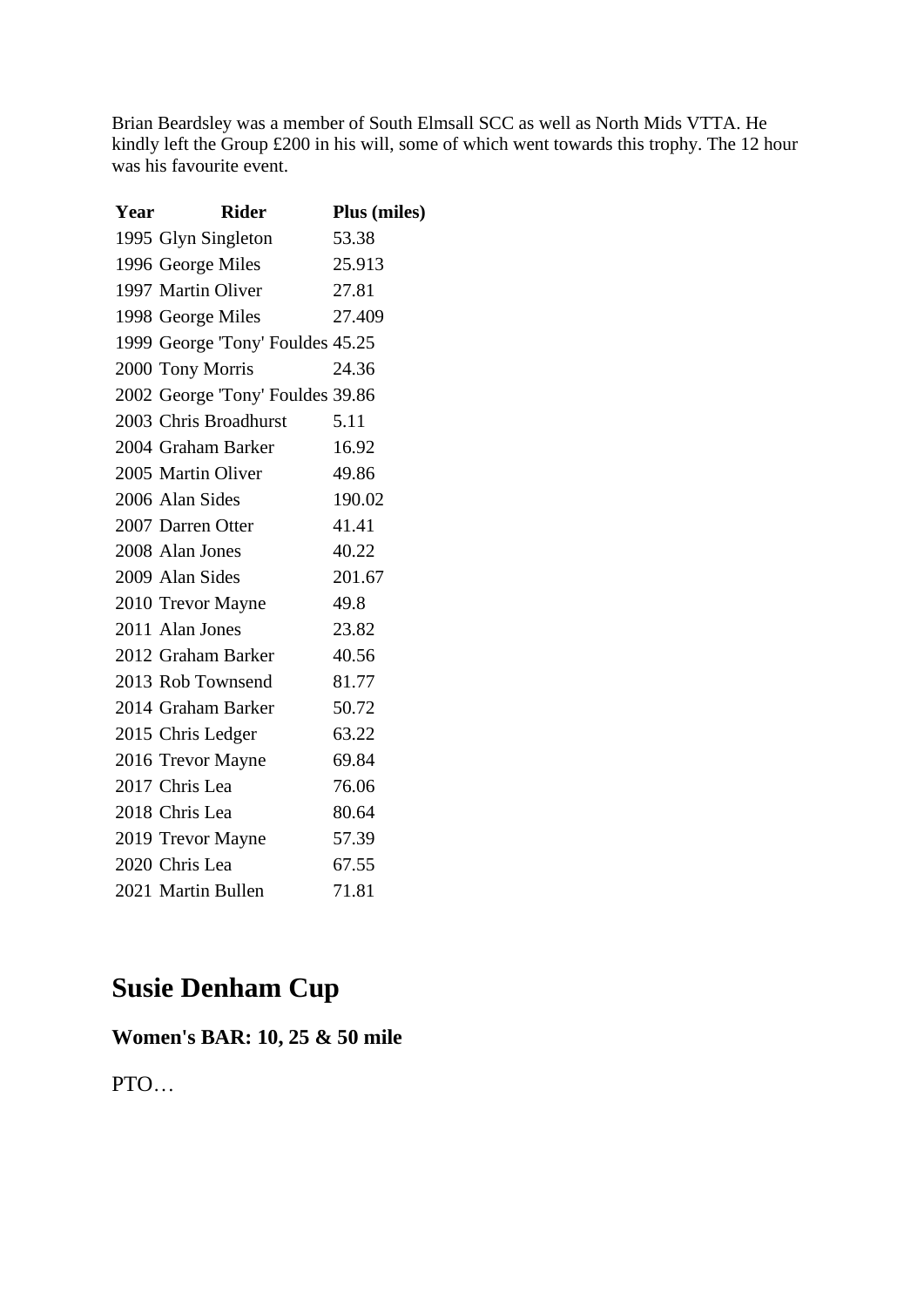Brian Beardsley was a member of South Elmsall SCC as well as North Mids VTTA. He kindly left the Group £200 in his will, some of which went towards this trophy. The 12 hour was his favourite event.

| Year | Rider | Plus (miles) |
|---|---|---|
| 1995 | Glyn Singleton | 53.38 |
| 1996 | George Miles | 25.913 |
| 1997 | Martin Oliver | 27.81 |
| 1998 | George Miles | 27.409 |
| 1999 | George 'Tony' Fouldes | 45.25 |
| 2000 | Tony Morris | 24.36 |
| 2002 | George 'Tony' Fouldes | 39.86 |
| 2003 | Chris Broadhurst | 5.11 |
| 2004 | Graham Barker | 16.92 |
| 2005 | Martin Oliver | 49.86 |
| 2006 | Alan Sides | 190.02 |
| 2007 | Darren Otter | 41.41 |
| 2008 | Alan Jones | 40.22 |
| 2009 | Alan Sides | 201.67 |
| 2010 | Trevor Mayne | 49.8 |
| 2011 | Alan Jones | 23.82 |
| 2012 | Graham Barker | 40.56 |
| 2013 | Rob Townsend | 81.77 |
| 2014 | Graham Barker | 50.72 |
| 2015 | Chris Ledger | 63.22 |
| 2016 | Trevor Mayne | 69.84 |
| 2017 | Chris Lea | 76.06 |
| 2018 | Chris Lea | 80.64 |
| 2019 | Trevor Mayne | 57.39 |
| 2020 | Chris Lea | 67.55 |
| 2021 | Martin Bullen | 71.81 |

## Susie Denham Cup

### Women's BAR: 10, 25 & 50 mile

PTO…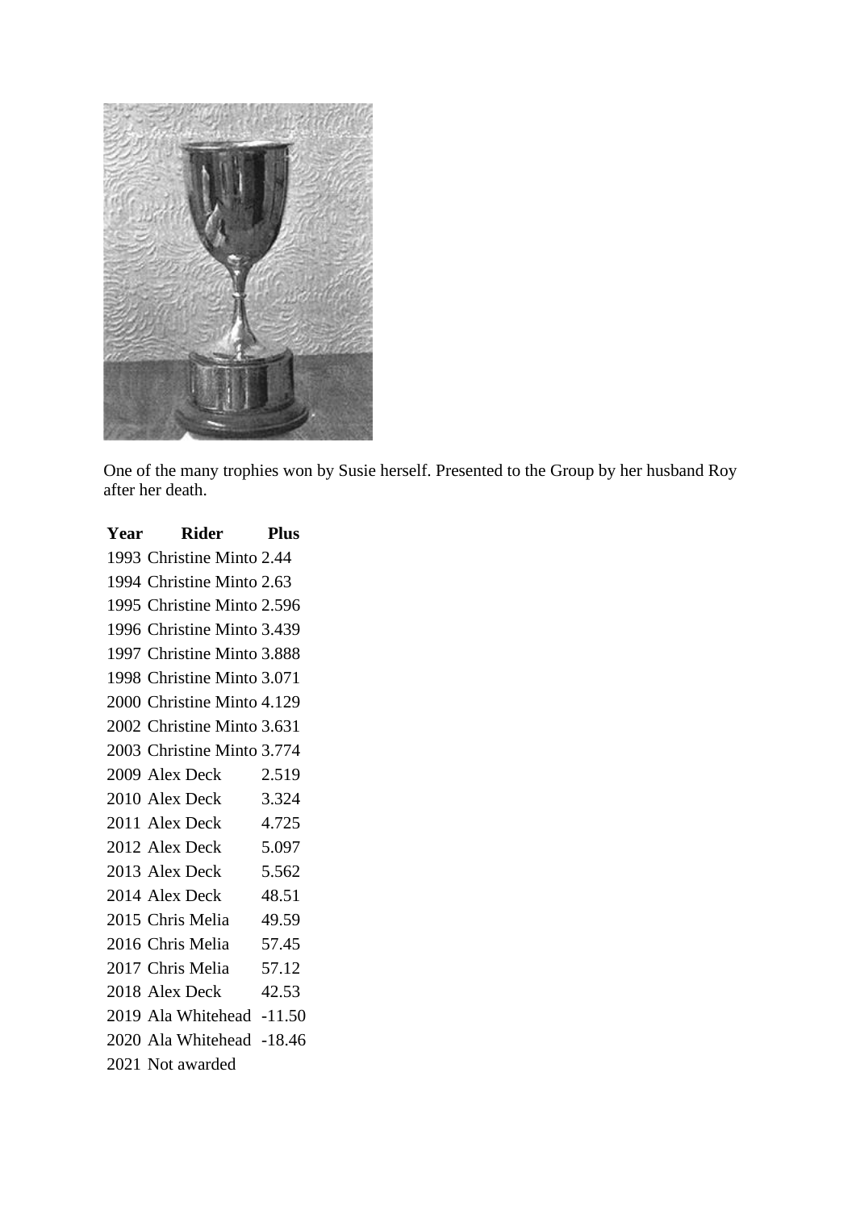One of the many trophies won by Susie herself. Presented to the Group by her husband Roy after her death.

| Year | Rider | Plus |
|---|---|---|
| 1993 | Christine Minto | 2.44 |
| 1994 | Christine Minto | 2.63 |
| 1995 | Christine Minto | 2.596 |
| 1996 | Christine Minto | 3.439 |
| 1997 | Christine Minto | 3.888 |
| 1998 | Christine Minto | 3.071 |
| 2000 | Christine Minto | 4.129 |
| 2002 | Christine Minto | 3.631 |
| 2003 | Christine Minto | 3.774 |
| 2009 | Alex Deck | 2.519 |
| 2010 | Alex Deck | 3.324 |
| 2011 | Alex Deck | 4.725 |
| 2012 | Alex Deck | 5.097 |
| 2013 | Alex Deck | 5.562 |
| 2014 | Alex Deck | 48.51 |
| 2015 | Chris Melia | 49.59 |
| 2016 | Chris Melia | 57.45 |
| 2017 | Chris Melia | 57.12 |
| 2018 | Alex Deck | 42.53 |
| 2019 | Ala Whitehead | -11.50 |
| 2020 | Ala Whitehead | -18.46 |
| 2021 | Not awarded | |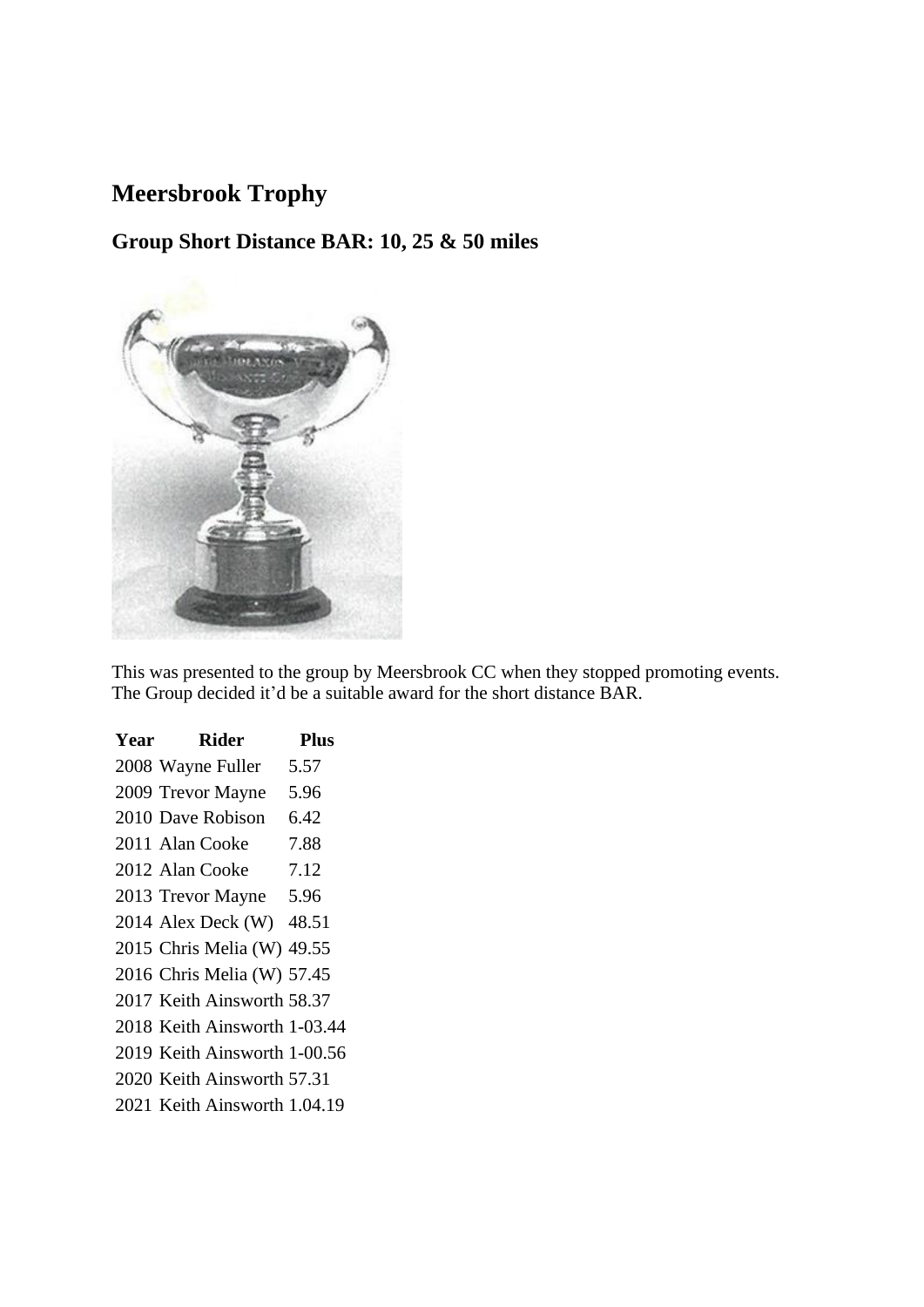## Meersbrook Trophy

### Group Short Distance BAR: 10, 25 & 50 miles

This was presented to the group by Meersbrook CC when they stopped promoting events. The Group decided it'd be a suitable award for the short distance BAR.

| Year | Rider | Plus |
|---|---|---|
| 2008 | Wayne Fuller | 5.57 |
| 2009 | Trevor Mayne | 5.96 |
| 2010 | Dave Robison | 6.42 |
| 2011 | Alan Cooke | 7.88 |
| 2012 | Alan Cooke | 7.12 |
| 2013 | Trevor Mayne | 5.96 |
| 2014 | Alex Deck (W) | 48.51 |
| 2015 | Chris Melia (W) | 49.55 |
| 2016 | Chris Melia (W) | 57.45 |
| 2017 | Keith Ainsworth | 58.37 |
| 2018 | Keith Ainsworth | 1-03.44 |
| 2019 | Keith Ainsworth | 1-00.56 |
| 2020 | Keith Ainsworth | 57.31 |
| 2021 | Keith Ainsworth | 1.04.19 |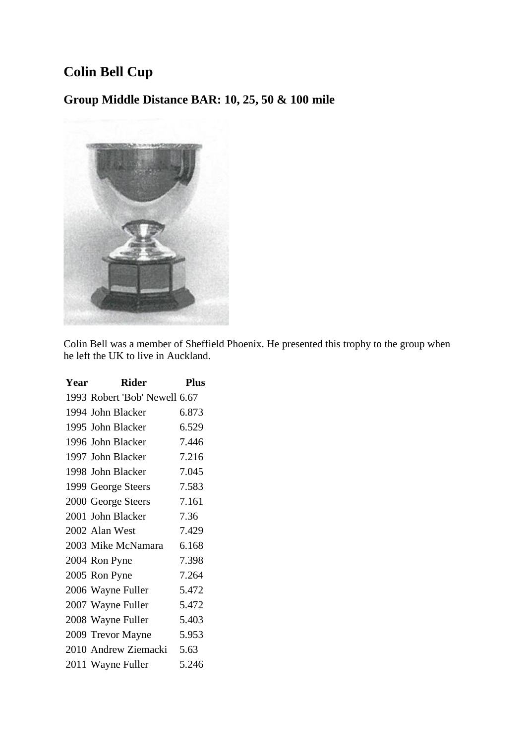# Colin Bell Cup

## Group Middle Distance BAR: 10, 25, 50 & 100 mile

Colin Bell was a member of Sheffield Phoenix. He presented this trophy to the group when he left the UK to live in Auckland.

| Year | Rider | Plus |
|---|---|---|
| 1993 | Robert 'Bob' Newell | 6.67 |
| 1994 | John Blacker | 6.873 |
| 1995 | John Blacker | 6.529 |
| 1996 | John Blacker | 7.446 |
| 1997 | John Blacker | 7.216 |
| 1998 | John Blacker | 7.045 |
| 1999 | George Steers | 7.583 |
| 2000 | George Steers | 7.161 |
| 2001 | John Blacker | 7.36 |
| 2002 | Alan West | 7.429 |
| 2003 | Mike McNamara | 6.168 |
| 2004 | Ron Pyne | 7.398 |
| 2005 | Ron Pyne | 7.264 |
| 2006 | Wayne Fuller | 5.472 |
| 2007 | Wayne Fuller | 5.472 |
| 2008 | Wayne Fuller | 5.403 |
| 2009 | Trevor Mayne | 5.953 |
| 2010 | Andrew Ziemacki | 5.63 |
| 2011 | Wayne Fuller | 5.246 |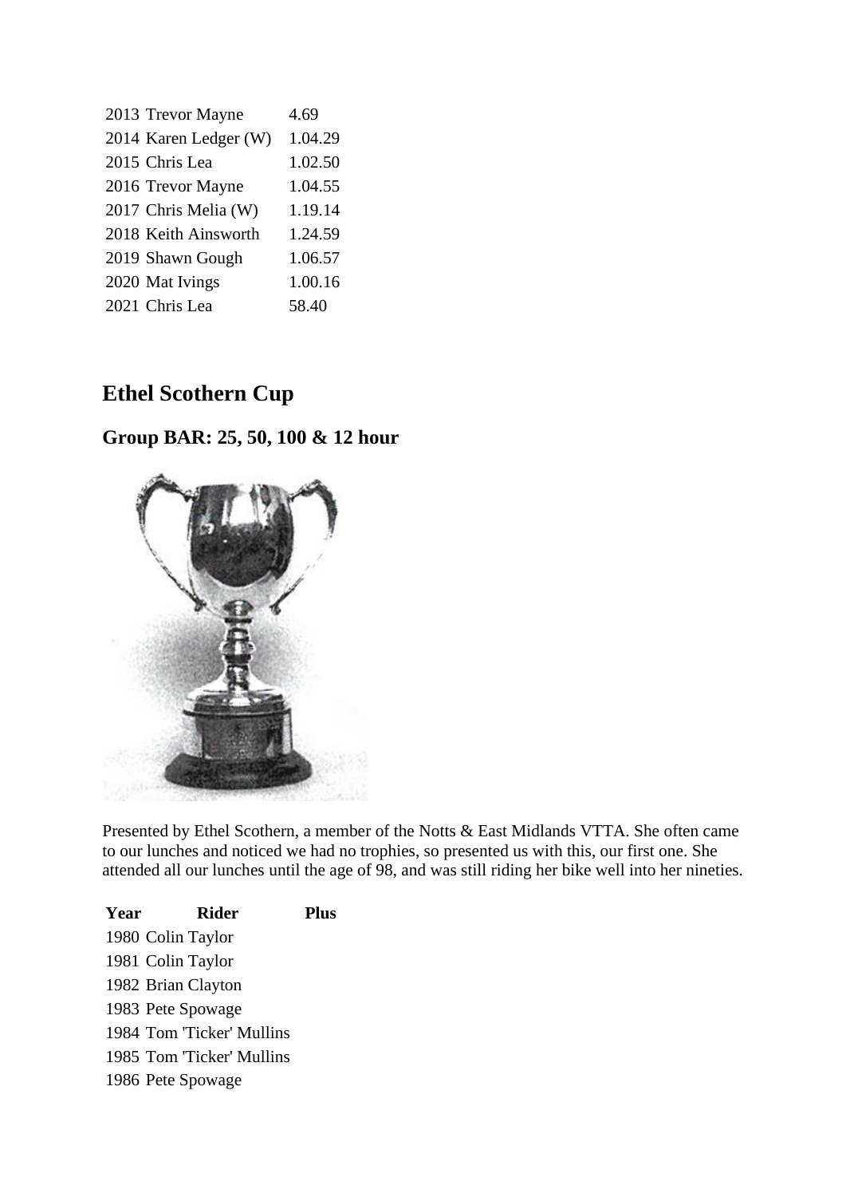| | | |
|---|---|---|
| 2013 | Trevor Mayne | 4.69 |
| 2014 | Karen Ledger (W) | 1.04.29 |
| 2015 | Chris Lea | 1.02.50 |
| 2016 | Trevor Mayne | 1.04.55 |
| 2017 | Chris Melia (W) | 1.19.14 |
| 2018 | Keith Ainsworth | 1.24.59 |
| 2019 | Shawn Gough | 1.06.57 |
| 2020 | Mat Ivings | 1.00.16 |
| 2021 | Chris Lea | 58.40 |

## Ethel Scothern Cup

### Group BAR: 25, 50, 100 & 12 hour

Presented by Ethel Scothern, a member of the Notts & East Midlands VTTA. She often came to our lunches and noticed we had no trophies, so presented us with this, our first one. She attended all our lunches until the age of 98, and was still riding her bike well into her nineties.

| Year | Rider | Plus |
|---|---|---|
| 1980 | Colin Taylor | |
| 1981 | Colin Taylor | |
| 1982 | Brian Clayton | |
| 1983 | Pete Spowage | |
| 1984 | Tom 'Ticker' Mullins | |
| 1985 | Tom 'Ticker' Mullins | |
| 1986 | Pete Spowage | |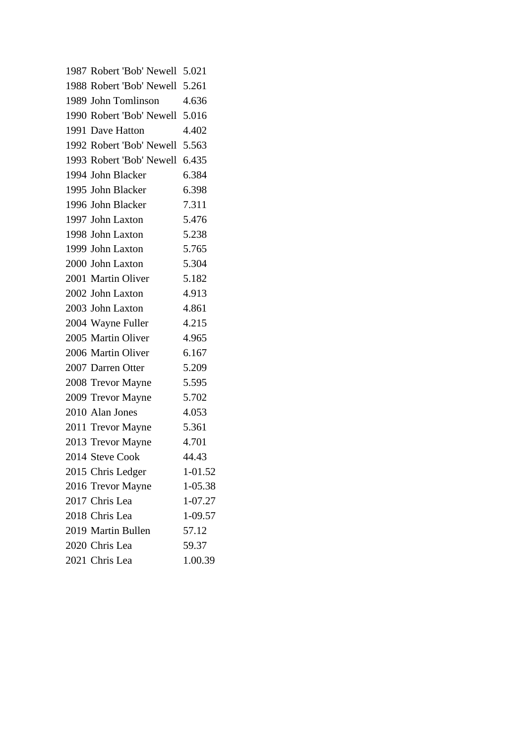| | | |
|---|---|---|
| 1987 | Robert 'Bob' Newell | 5.021 |
| 1988 | Robert 'Bob' Newell | 5.261 |
| 1989 | John Tomlinson | 4.636 |
| 1990 | Robert 'Bob' Newell | 5.016 |
| 1991 | Dave Hatton | 4.402 |
| 1992 | Robert 'Bob' Newell | 5.563 |
| 1993 | Robert 'Bob' Newell | 6.435 |
| 1994 | John Blacker | 6.384 |
| 1995 | John Blacker | 6.398 |
| 1996 | John Blacker | 7.311 |
| 1997 | John Laxton | 5.476 |
| 1998 | John Laxton | 5.238 |
| 1999 | John Laxton | 5.765 |
| 2000 | John Laxton | 5.304 |
| 2001 | Martin Oliver | 5.182 |
| 2002 | John Laxton | 4.913 |
| 2003 | John Laxton | 4.861 |
| 2004 | Wayne Fuller | 4.215 |
| 2005 | Martin Oliver | 4.965 |
| 2006 | Martin Oliver | 6.167 |
| 2007 | Darren Otter | 5.209 |
| 2008 | Trevor Mayne | 5.595 |
| 2009 | Trevor Mayne | 5.702 |
| 2010 | Alan Jones | 4.053 |
| 2011 | Trevor Mayne | 5.361 |
| 2013 | Trevor Mayne | 4.701 |
| 2014 | Steve Cook | 44.43 |
| 2015 | Chris Ledger | 1-01.52 |
| 2016 | Trevor Mayne | 1-05.38 |
| 2017 | Chris Lea | 1-07.27 |
| 2018 | Chris Lea | 1-09.57 |
| 2019 | Martin Bullen | 57.12 |
| 2020 | Chris Lea | 59.37 |
| 2021 | Chris Lea | 1.00.39 |